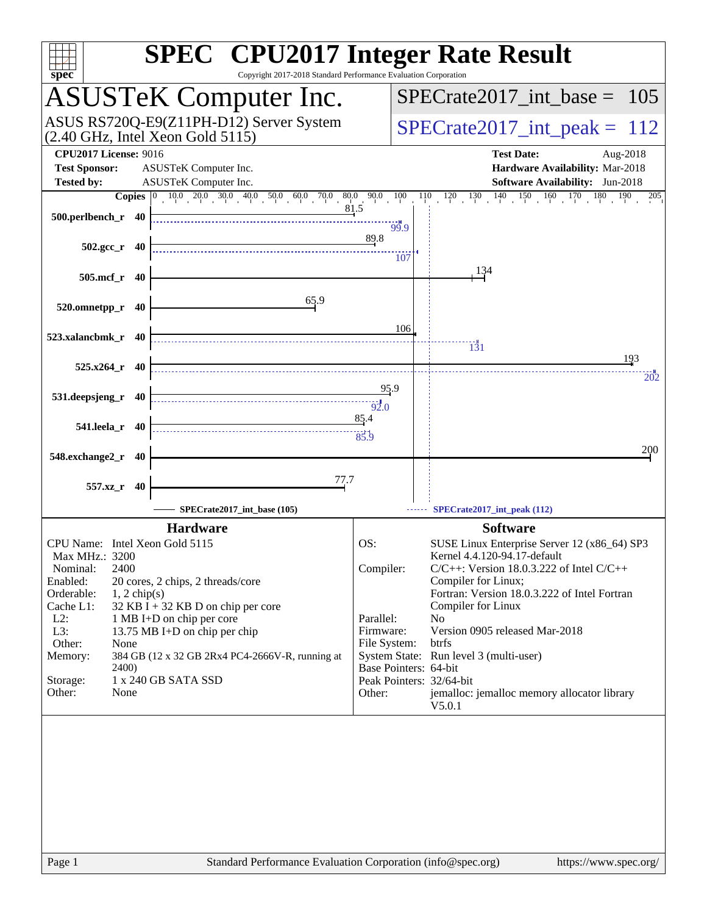# SPEC CPU2017 Integer Rate Result

Copyright 2017-2018 Standard Performance Evaluation Corporation

## ASUSTeK Computer Inc.

ASUS RS720Q-E9(Z11PH-D12) Server System (2.40 GHz, Intel Xeon Gold 5115)

**SPECrate2017_int_base = 105**

**SPECrate2017_int_peak = 112**

| | | | |
|---|---|---|---|
| **CPU2017 License:** | 9016 | **Test Date:** | Aug-2018 |
| **Test Sponsor:** | ASUSTeK Computer Inc. | **Hardware Availability:** | Mar-2018 |
| **Tested by:** | ASUSTeK Computer Inc. | **Software Availability:** | Jun-2018 |

| Benchmark | Copies | Base | Peak |
|---|---|---|---|
| 500.perlbench_r | 40 | 81.5 | 99.9 |
| 502.gcc_r | 40 | 89.8 | 107 |
| 505.mcf_r | 40 | 134 | |
| 520.omnetpp_r | 40 | 65.9 | |
| 523.xalancbmk_r | 40 | 106 | 131 |
| 525.x264_r | 40 | 193 | 202 |
| 531.deepsjeng_r | 40 | 95.9 | 92.0 |
| 541.leela_r | 40 | 85.4 | 85.9 |
| 548.exchange2_r | 40 | 200 | |
| 557.xz_r | 40 | 77.7 | |

SPECrate2017_int_base (105) — SPECrate2017_int_peak (112)

### Hardware

| | |
|---|---|
| CPU Name: | Intel Xeon Gold 5115 |
| Max MHz.: | 3200 |
| Nominal: | 2400 |
| Enabled: | 20 cores, 2 chips, 2 threads/core |
| Orderable: | 1, 2 chip(s) |
| Cache L1: | 32 KB I + 32 KB D on chip per core |
| L2: | 1 MB I+D on chip per core |
| L3: | 13.75 MB I+D on chip per chip |
| Other: | None |
| Memory: | 384 GB (12 x 32 GB 2Rx4 PC4-2666V-R, running at 2400) |
| Storage: | 1 x 240 GB SATA SSD |
| Other: | None |

### Software

| | |
|---|---|
| OS: | SUSE Linux Enterprise Server 12 (x86_64) SP3 Kernel 4.4.120-94.17-default |
| Compiler: | C/C++: Version 18.0.3.222 of Intel C/C++ Compiler for Linux; Fortran: Version 18.0.3.222 of Intel Fortran Compiler for Linux |
| Parallel: | No |
| Firmware: | Version 0905 released Mar-2018 |
| File System: | btrfs |
| System State: | Run level 3 (multi-user) |
| Base Pointers: | 64-bit |
| Peak Pointers: | 32/64-bit |
| Other: | jemalloc: jemalloc memory allocator library V5.0.1 |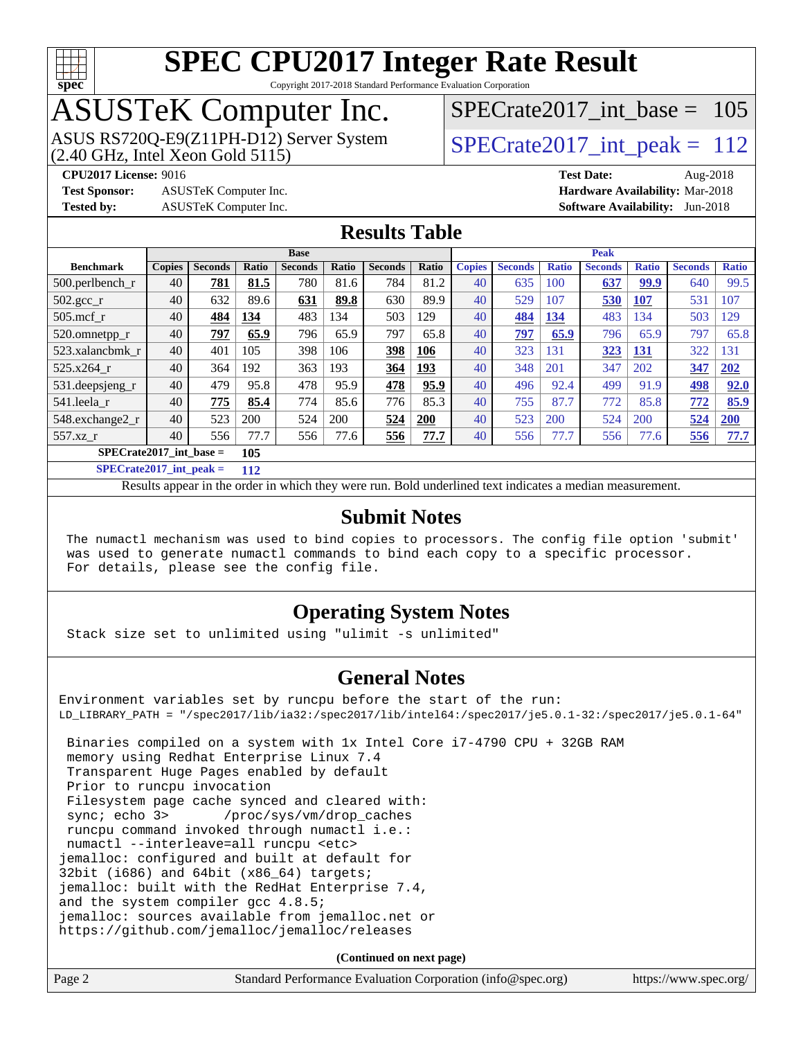# SPEC CPU2017 Integer Rate Result

Copyright 2017-2018 Standard Performance Evaluation Corporation

## ASUSTeK Computer Inc.

ASUS RS720Q-E9(Z11PH-D12) Server System
(2.40 GHz, Intel Xeon Gold 5115)

SPECrate2017_int_base = 105

SPECrate2017_int_peak = 112

**CPU2017 License:** 9016
**Test Sponsor:** ASUSTeK Computer Inc.
**Tested by:** ASUSTeK Computer Inc.

**Test Date:** Aug-2018
**Hardware Availability:** Mar-2018
**Software Availability:** Jun-2018

## Results Table

| Benchmark | Base | | | | | | | Peak | | | | | | |
|---|---|---|---|---|---|---|---|---|---|---|---|---|---|---|
| | Copies | Seconds | Ratio | Seconds | Ratio | Seconds | Ratio | Copies | Seconds | Ratio | Seconds | Ratio | Seconds | Ratio |
| 500.perlbench_r | 40 | **781** | **81.5** | 780 | 81.6 | 784 | 81.2 | 40 | 635 | 100 | **637** | **99.9** | 640 | 99.5 |
| 502.gcc_r | 40 | 632 | 89.6 | **631** | **89.8** | 630 | 89.9 | 40 | 529 | 107 | **530** | **107** | 531 | 107 |
| 505.mcf_r | 40 | **484** | **134** | 483 | 134 | 503 | 129 | 40 | **484** | **134** | 483 | 134 | 503 | 129 |
| 520.omnetpp_r | 40 | **797** | **65.9** | 796 | 65.9 | 797 | 65.8 | 40 | **797** | **65.9** | 796 | 65.9 | 797 | 65.8 |
| 523.xalancbmk_r | 40 | 401 | 105 | 398 | 106 | **398** | **106** | 40 | 323 | 131 | **323** | **131** | 322 | 131 |
| 525.x264_r | 40 | 364 | 192 | 363 | 193 | **364** | **193** | 40 | 348 | 201 | 347 | 202 | **347** | **202** |
| 531.deepsjeng_r | 40 | 479 | 95.8 | 478 | 95.9 | **478** | **95.9** | 40 | 496 | 92.4 | 499 | 91.9 | **498** | **92.0** |
| 541.leela_r | 40 | **775** | **85.4** | 774 | 85.6 | 776 | 85.3 | 40 | 755 | 87.7 | 772 | 85.8 | **772** | **85.9** |
| 548.exchange2_r | 40 | 523 | 200 | 524 | 200 | **524** | **200** | 40 | 523 | 200 | 524 | 200 | **524** | **200** |
| 557.xz_r | 40 | 556 | 77.7 | 556 | 77.6 | **556** | **77.7** | 40 | 556 | 77.7 | 556 | 77.6 | **556** | **77.7** |

**SPECrate2017_int_base = 105**

**SPECrate2017_int_peak = 112**

Results appear in the order in which they were run. Bold underlined text indicates a median measurement.

## Submit Notes

```
The numactl mechanism was used to bind copies to processors. The config file option 'submit'
was used to generate numactl commands to bind each copy to a specific processor.
For details, please see the config file.
```

## Operating System Notes

```
Stack size set to unlimited using "ulimit -s unlimited"
```

## General Notes

```
Environment variables set by runcpu before the start of the run:
LD_LIBRARY_PATH = "/spec2017/lib/ia32:/spec2017/lib/intel64:/spec2017/je5.0.1-32:/spec2017/je5.0.1-64"

 Binaries compiled on a system with 1x Intel Core i7-4790 CPU + 32GB RAM
 memory using Redhat Enterprise Linux 7.4
 Transparent Huge Pages enabled by default
 Prior to runcpu invocation
 Filesystem page cache synced and cleared with:
 sync; echo 3>       /proc/sys/vm/drop_caches
 runcpu command invoked through numactl i.e.:
 numactl --interleave=all runcpu <etc>
jemalloc: configured and built at default for
32bit (i686) and 64bit (x86_64) targets;
jemalloc: built with the RedHat Enterprise 7.4,
and the system compiler gcc 4.8.5;
jemalloc: sources available from jemalloc.net or
https://github.com/jemalloc/jemalloc/releases
```

**(Continued on next page)**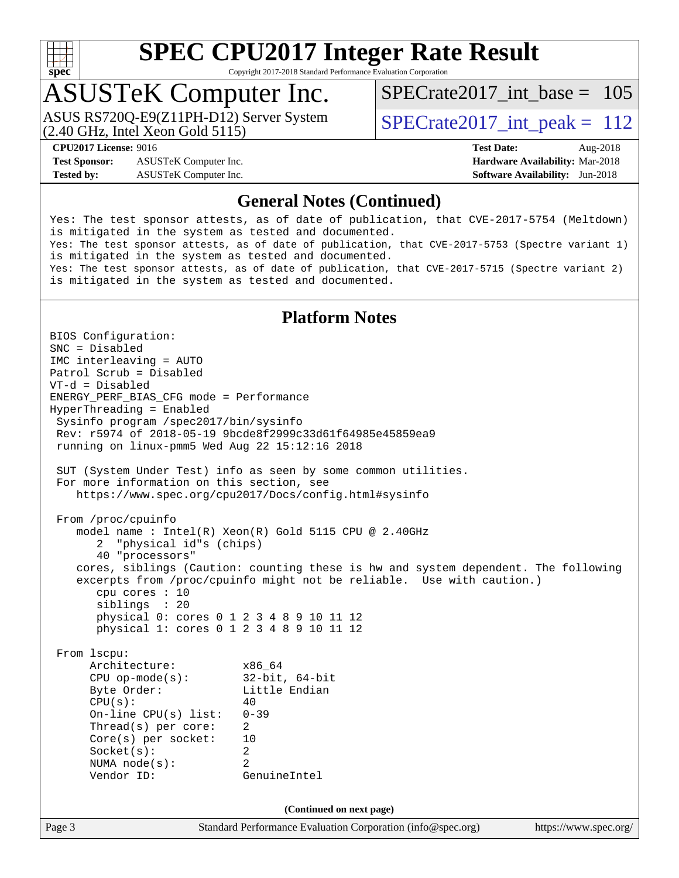## General Notes (Continued)

Yes: The test sponsor attests, as of date of publication, that CVE-2017-5754 (Meltdown) is mitigated in the system as tested and documented.
Yes: The test sponsor attests, as of date of publication, that CVE-2017-5753 (Spectre variant 1) is mitigated in the system as tested and documented.
Yes: The test sponsor attests, as of date of publication, that CVE-2017-5715 (Spectre variant 2) is mitigated in the system as tested and documented.

## Platform Notes

```
BIOS Configuration:
SNC = Disabled
IMC interleaving = AUTO
Patrol Scrub = Disabled
VT-d = Disabled
ENERGY_PERF_BIAS_CFG mode = Performance
HyperThreading = Enabled
 Sysinfo program /spec2017/bin/sysinfo
 Rev: r5974 of 2018-05-19 9bcde8f2999c33d61f64985e45859ea9
 running on linux-pmm5 Wed Aug 22 15:12:16 2018

 SUT (System Under Test) info as seen by some common utilities.
 For more information on this section, see
    https://www.spec.org/cpu2017/Docs/config.html#sysinfo

 From /proc/cpuinfo
    model name : Intel(R) Xeon(R) Gold 5115 CPU @ 2.40GHz
       2  "physical id"s (chips)
       40 "processors"
    cores, siblings (Caution: counting these is hw and system dependent. The following
    excerpts from /proc/cpuinfo might not be reliable.  Use with caution.)
       cpu cores : 10
       siblings  : 20
       physical 0: cores 0 1 2 3 4 8 9 10 11 12
       physical 1: cores 0 1 2 3 4 8 9 10 11 12

 From lscpu:
      Architecture:          x86_64
      CPU op-mode(s):        32-bit, 64-bit
      Byte Order:            Little Endian
      CPU(s):                40
      On-line CPU(s) list:   0-39
      Thread(s) per core:    2
      Core(s) per socket:    10
      Socket(s):             2
      NUMA node(s):          2
      Vendor ID:             GenuineIntel
```

(Continued on next page)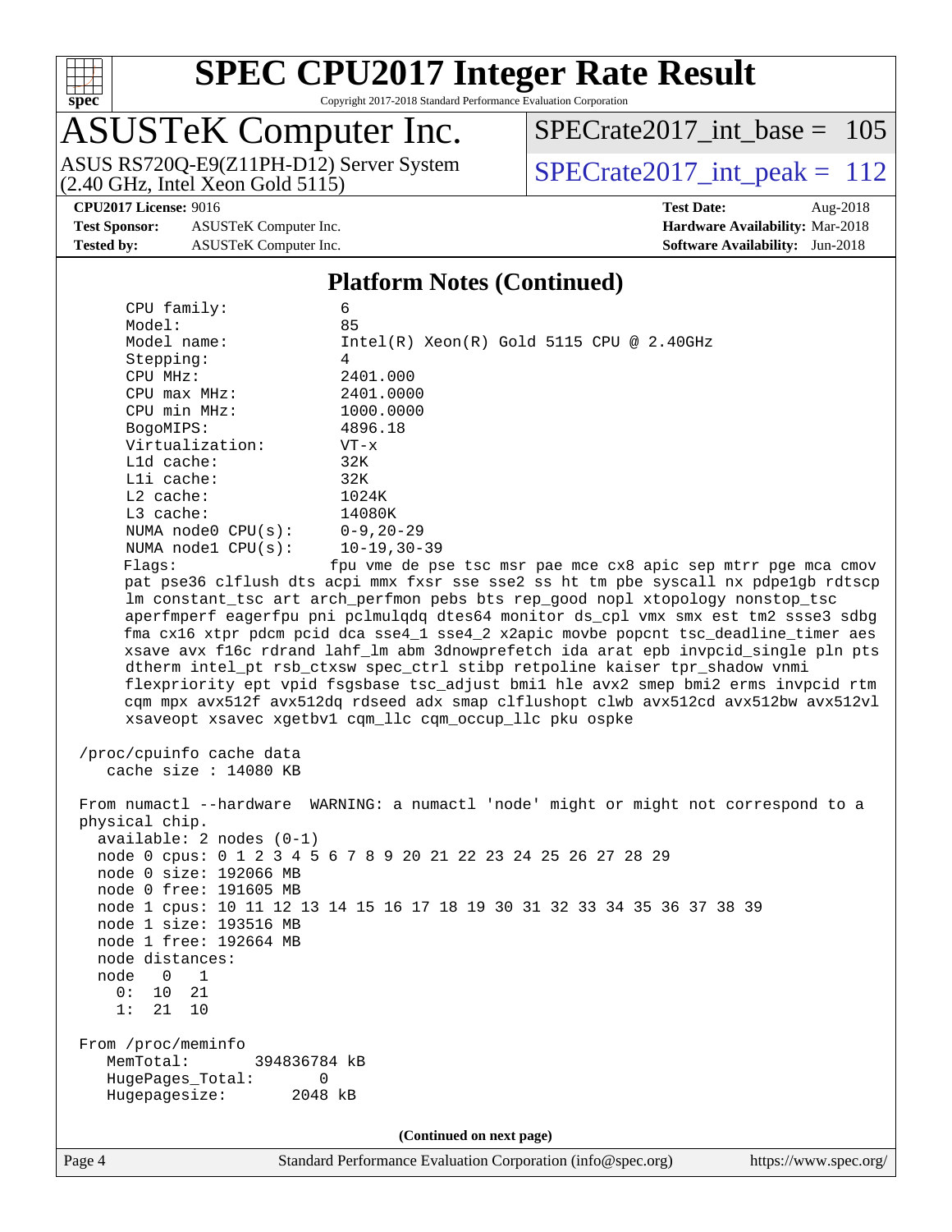## Platform Notes (Continued)

```
    CPU family:            6
    Model:                 85
    Model name:            Intel(R) Xeon(R) Gold 5115 CPU @ 2.40GHz
    Stepping:              4
    CPU MHz:               2401.000
    CPU max MHz:           2401.0000
    CPU min MHz:           1000.0000
    BogoMIPS:              4896.18
    Virtualization:        VT-x
    L1d cache:             32K
    L1i cache:             32K
    L2 cache:              1024K
    L3 cache:              14080K
    NUMA node0 CPU(s):     0-9,20-29
    NUMA node1 CPU(s):     10-19,30-39
    Flags:                 fpu vme de pse tsc msr pae mce cx8 apic sep mtrr pge mca cmov
    pat pse36 clflush dts acpi mmx fxsr sse sse2 ss ht tm pbe syscall nx pdpe1gb rdtscp
    lm constant_tsc art arch_perfmon pebs bts rep_good nopl xtopology nonstop_tsc
    aperfmperf eagerfpu pni pclmulqdq dtes64 monitor ds_cpl vmx smx est tm2 ssse3 sdbg
    fma cx16 xtpr pdcm pcid dca sse4_1 sse4_2 x2apic movbe popcnt tsc_deadline_timer aes
    xsave avx f16c rdrand lahf_lm abm 3dnowprefetch ida arat epb invpcid_single pln pts
    dtherm intel_pt rsb_ctxsw spec_ctrl stibp retpoline kaiser tpr_shadow vnmi
    flexpriority ept vpid fsgsbase tsc_adjust bmi1 hle avx2 smep bmi2 erms invpcid rtm
    cqm mpx avx512f avx512dq rdseed adx smap clflushopt clwb avx512cd avx512bw avx512vl
    xsaveopt xsavec xgetbv1 cqm_llc cqm_occup_llc pku ospke

 /proc/cpuinfo cache data
    cache size : 14080 KB

 From numactl --hardware  WARNING: a numactl 'node' might or might not correspond to a
 physical chip.
   available: 2 nodes (0-1)
   node 0 cpus: 0 1 2 3 4 5 6 7 8 9 20 21 22 23 24 25 26 27 28 29
   node 0 size: 192066 MB
   node 0 free: 191605 MB
   node 1 cpus: 10 11 12 13 14 15 16 17 18 19 30 31 32 33 34 35 36 37 38 39
   node 1 size: 193516 MB
   node 1 free: 192664 MB
   node distances:
   node   0   1
     0:  10  21
     1:  21  10

 From /proc/meminfo
    MemTotal:       394836784 kB
    HugePages_Total:       0
    Hugepagesize:       2048 kB
```

(Continued on next page)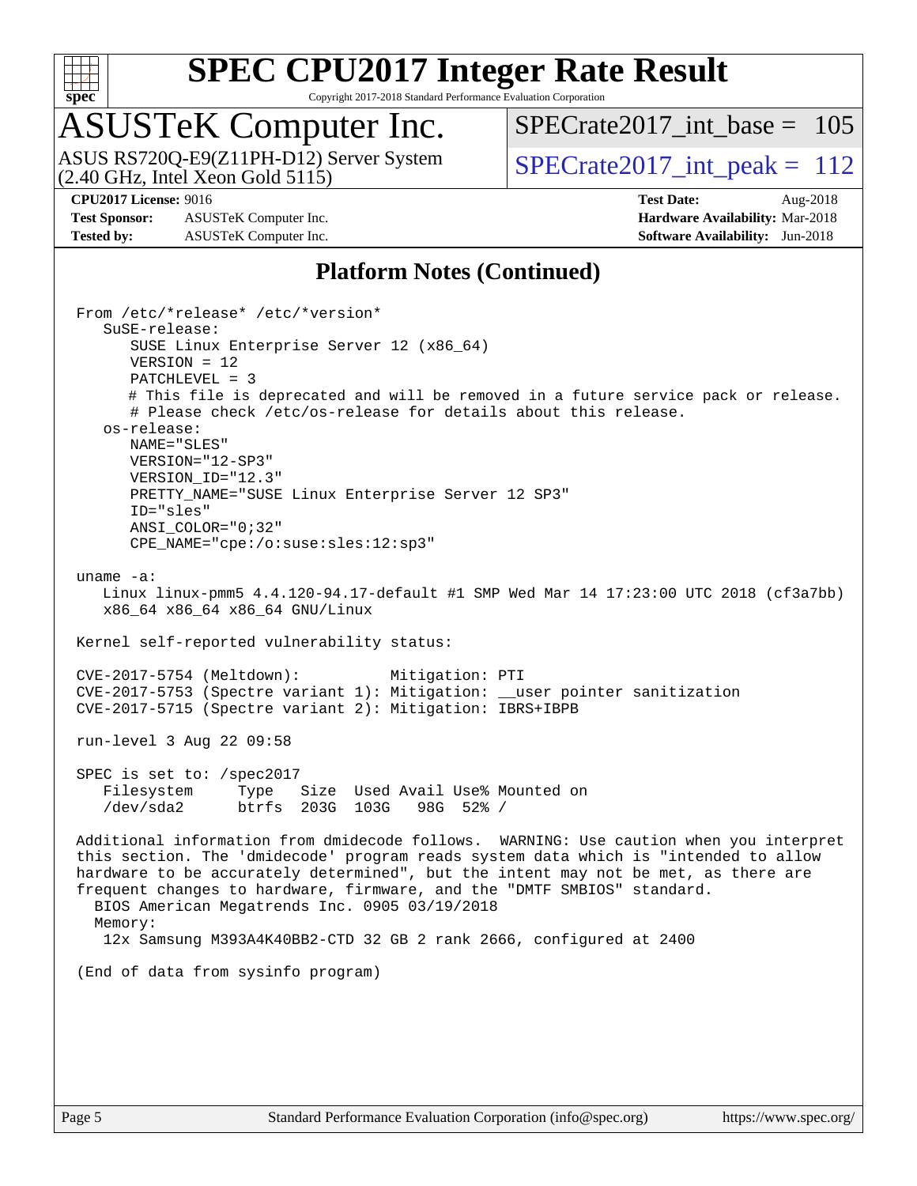## Platform Notes (Continued)

```
From /etc/*release* /etc/*version*
   SuSE-release:
      SUSE Linux Enterprise Server 12 (x86_64)
      VERSION = 12
      PATCHLEVEL = 3
      # This file is deprecated and will be removed in a future service pack or release.
      # Please check /etc/os-release for details about this release.
   os-release:
      NAME="SLES"
      VERSION="12-SP3"
      VERSION_ID="12.3"
      PRETTY_NAME="SUSE Linux Enterprise Server 12 SP3"
      ID="sles"
      ANSI_COLOR="0;32"
      CPE_NAME="cpe:/o:suse:sles:12:sp3"

uname -a:
   Linux linux-pmm5 4.4.120-94.17-default #1 SMP Wed Mar 14 17:23:00 UTC 2018 (cf3a7bb)
   x86_64 x86_64 x86_64 GNU/Linux

Kernel self-reported vulnerability status:

CVE-2017-5754 (Meltdown):          Mitigation: PTI
CVE-2017-5753 (Spectre variant 1): Mitigation: __user pointer sanitization
CVE-2017-5715 (Spectre variant 2): Mitigation: IBRS+IBPB

run-level 3 Aug 22 09:58

SPEC is set to: /spec2017
   Filesystem     Type   Size  Used Avail Use% Mounted on
   /dev/sda2      btrfs  203G  103G   98G  52% /

Additional information from dmidecode follows.  WARNING: Use caution when you interpret
this section. The 'dmidecode' program reads system data which is "intended to allow
hardware to be accurately determined", but the intent may not be met, as there are
frequent changes to hardware, firmware, and the "DMTF SMBIOS" standard.
  BIOS American Megatrends Inc. 0905 03/19/2018
  Memory:
   12x Samsung M393A4K40BB2-CTD 32 GB 2 rank 2666, configured at 2400

(End of data from sysinfo program)
```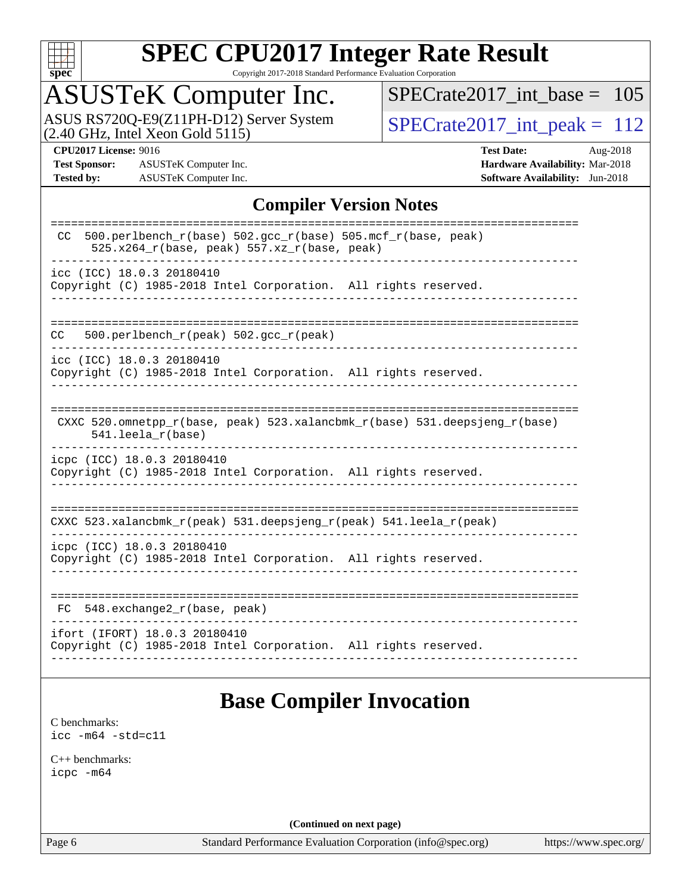## Compiler Version Notes

```
==============================================================================
 CC  500.perlbench_r(base) 502.gcc_r(base) 505.mcf_r(base, peak)
      525.x264_r(base, peak) 557.xz_r(base, peak)
------------------------------------------------------------------------------
icc (ICC) 18.0.3 20180410
Copyright (C) 1985-2018 Intel Corporation.  All rights reserved.
------------------------------------------------------------------------------

==============================================================================
CC   500.perlbench_r(peak) 502.gcc_r(peak)
------------------------------------------------------------------------------
icc (ICC) 18.0.3 20180410
Copyright (C) 1985-2018 Intel Corporation.  All rights reserved.
------------------------------------------------------------------------------

==============================================================================
 CXXC 520.omnetpp_r(base, peak) 523.xalancbmk_r(base) 531.deepsjeng_r(base)
      541.leela_r(base)
------------------------------------------------------------------------------
icpc (ICC) 18.0.3 20180410
Copyright (C) 1985-2018 Intel Corporation.  All rights reserved.
------------------------------------------------------------------------------

==============================================================================
CXXC 523.xalancbmk_r(peak) 531.deepsjeng_r(peak) 541.leela_r(peak)
------------------------------------------------------------------------------
icpc (ICC) 18.0.3 20180410
Copyright (C) 1985-2018 Intel Corporation.  All rights reserved.
------------------------------------------------------------------------------

==============================================================================
 FC  548.exchange2_r(base, peak)
------------------------------------------------------------------------------
ifort (IFORT) 18.0.3 20180410
Copyright (C) 1985-2018 Intel Corporation.  All rights reserved.
------------------------------------------------------------------------------
```

## Base Compiler Invocation

C benchmarks:
`icc -m64 -std=c11`

C++ benchmarks:
`icpc -m64`

**(Continued on next page)**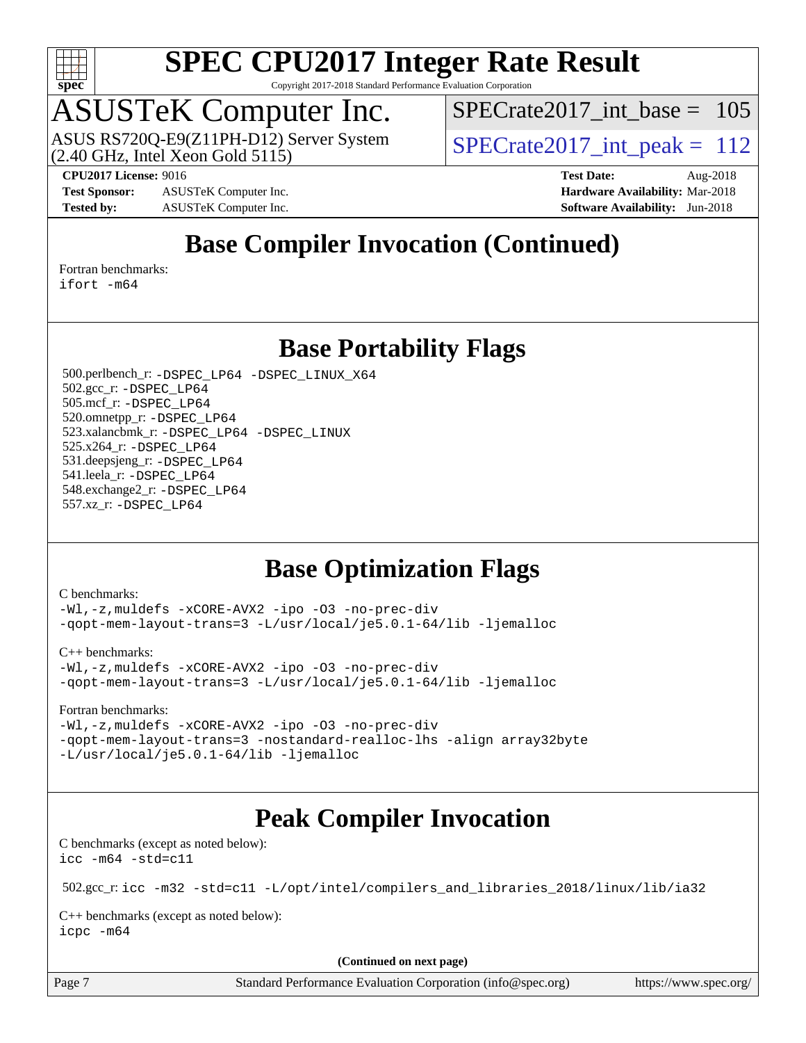## Base Compiler Invocation (Continued)

Fortran benchmarks:
```
ifort -m64
```

## Base Portability Flags

500.perlbench_r: `-DSPEC_LP64 -DSPEC_LINUX_X64`
502.gcc_r: `-DSPEC_LP64`
505.mcf_r: `-DSPEC_LP64`
520.omnetpp_r: `-DSPEC_LP64`
523.xalancbmk_r: `-DSPEC_LP64 -DSPEC_LINUX`
525.x264_r: `-DSPEC_LP64`
531.deepsjeng_r: `-DSPEC_LP64`
541.leela_r: `-DSPEC_LP64`
548.exchange2_r: `-DSPEC_LP64`
557.xz_r: `-DSPEC_LP64`

## Base Optimization Flags

C benchmarks:
```
-Wl,-z,muldefs -xCORE-AVX2 -ipo -O3 -no-prec-div
-qopt-mem-layout-trans=3 -L/usr/local/je5.0.1-64/lib -ljemalloc
```

C++ benchmarks:
```
-Wl,-z,muldefs -xCORE-AVX2 -ipo -O3 -no-prec-div
-qopt-mem-layout-trans=3 -L/usr/local/je5.0.1-64/lib -ljemalloc
```

Fortran benchmarks:
```
-Wl,-z,muldefs -xCORE-AVX2 -ipo -O3 -no-prec-div
-qopt-mem-layout-trans=3 -nostandard-realloc-lhs -align array32byte
-L/usr/local/je5.0.1-64/lib -ljemalloc
```

## Peak Compiler Invocation

C benchmarks (except as noted below):
```
icc -m64 -std=c11
```

502.gcc_r: `icc -m32 -std=c11 -L/opt/intel/compilers_and_libraries_2018/linux/lib/ia32`

C++ benchmarks (except as noted below):
```
icpc -m64
```

**(Continued on next page)**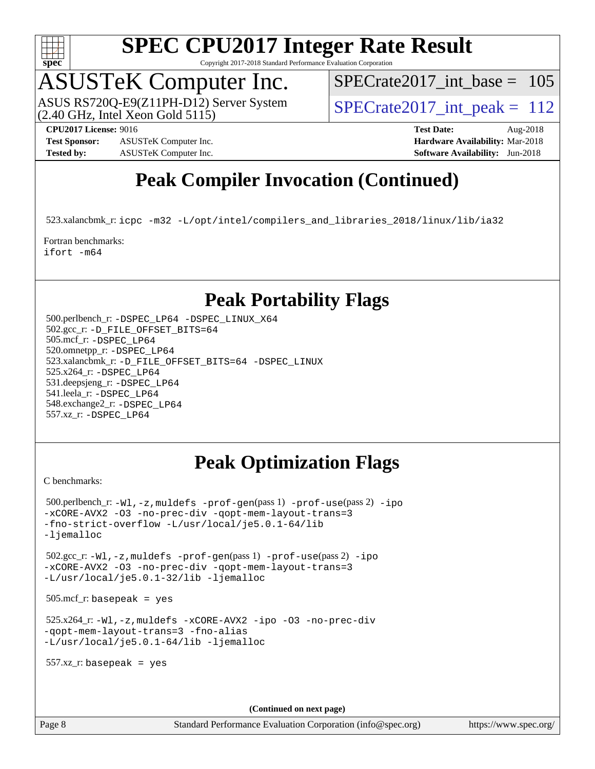# SPEC CPU2017 Integer Rate Result

Copyright 2017-2018 Standard Performance Evaluation Corporation

## ASUSTeK Computer Inc.

ASUS RS720Q-E9(Z11PH-D12) Server System (2.40 GHz, Intel Xeon Gold 5115)

SPECrate2017_int_base = 105

SPECrate2017_int_peak = 112

**CPU2017 License:** 9016
**Test Sponsor:** ASUSTeK Computer Inc.
**Tested by:** ASUSTeK Computer Inc.

**Test Date:** Aug-2018
**Hardware Availability:** Mar-2018
**Software Availability:** Jun-2018

## Peak Compiler Invocation (Continued)

523.xalancbmk_r: `icpc -m32 -L/opt/intel/compilers_and_libraries_2018/linux/lib/ia32`

Fortran benchmarks:
`ifort -m64`

## Peak Portability Flags

500.perlbench_r: `-DSPEC_LP64 -DSPEC_LINUX_X64`
502.gcc_r: `-D_FILE_OFFSET_BITS=64`
505.mcf_r: `-DSPEC_LP64`
520.omnetpp_r: `-DSPEC_LP64`
523.xalancbmk_r: `-D_FILE_OFFSET_BITS=64 -DSPEC_LINUX`
525.x264_r: `-DSPEC_LP64`
531.deepsjeng_r: `-DSPEC_LP64`
541.leela_r: `-DSPEC_LP64`
548.exchange2_r: `-DSPEC_LP64`
557.xz_r: `-DSPEC_LP64`

## Peak Optimization Flags

C benchmarks:

500.perlbench_r: `-Wl,-z,muldefs -prof-gen`(pass 1) `-prof-use`(pass 2) `-ipo -xCORE-AVX2 -O3 -no-prec-div -qopt-mem-layout-trans=3 -fno-strict-overflow -L/usr/local/je5.0.1-64/lib -ljemalloc`

502.gcc_r: `-Wl,-z,muldefs -prof-gen`(pass 1) `-prof-use`(pass 2) `-ipo -xCORE-AVX2 -O3 -no-prec-div -qopt-mem-layout-trans=3 -L/usr/local/je5.0.1-32/lib -ljemalloc`

505.mcf_r: `basepeak = yes`

525.x264_r: `-Wl,-z,muldefs -xCORE-AVX2 -ipo -O3 -no-prec-div -qopt-mem-layout-trans=3 -fno-alias -L/usr/local/je5.0.1-64/lib -ljemalloc`

557.xz_r: `basepeak = yes`

**(Continued on next page)**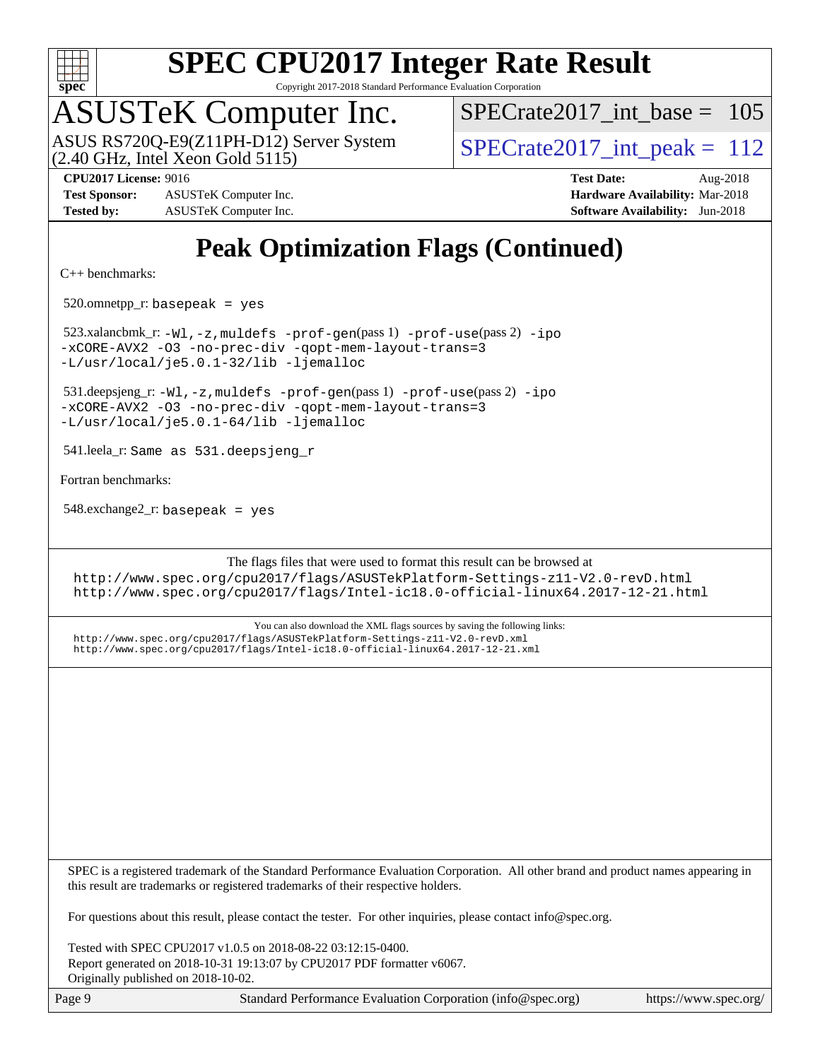# Peak Optimization Flags (Continued)

C++ benchmarks:

520.omnetpp_r: `basepeak = yes`

523.xalancbmk_r: `-Wl,-z,muldefs -prof-gen`(pass 1) `-prof-use`(pass 2) `-ipo -xCORE-AVX2 -O3 -no-prec-div -qopt-mem-layout-trans=3 -L/usr/local/je5.0.1-32/lib -ljemalloc`

531.deepsjeng_r: `-Wl,-z,muldefs -prof-gen`(pass 1) `-prof-use`(pass 2) `-ipo -xCORE-AVX2 -O3 -no-prec-div -qopt-mem-layout-trans=3 -L/usr/local/je5.0.1-64/lib -ljemalloc`

541.leela_r: `Same as 531.deepsjeng_r`

Fortran benchmarks:

548.exchange2_r: `basepeak = yes`

The flags files that were used to format this result can be browsed at

http://www.spec.org/cpu2017/flags/ASUSTekPlatform-Settings-z11-V2.0-revD.html
http://www.spec.org/cpu2017/flags/Intel-ic18.0-official-linux64.2017-12-21.html

You can also download the XML flags sources by saving the following links:

http://www.spec.org/cpu2017/flags/ASUSTekPlatform-Settings-z11-V2.0-revD.xml
http://www.spec.org/cpu2017/flags/Intel-ic18.0-official-linux64.2017-12-21.xml

SPEC is a registered trademark of the Standard Performance Evaluation Corporation. All other brand and product names appearing in this result are trademarks or registered trademarks of their respective holders.

For questions about this result, please contact the tester. For other inquiries, please contact info@spec.org.

Tested with SPEC CPU2017 v1.0.5 on 2018-08-22 03:12:15-0400.
Report generated on 2018-10-31 19:13:07 by CPU2017 PDF formatter v6067.
Originally published on 2018-10-02.